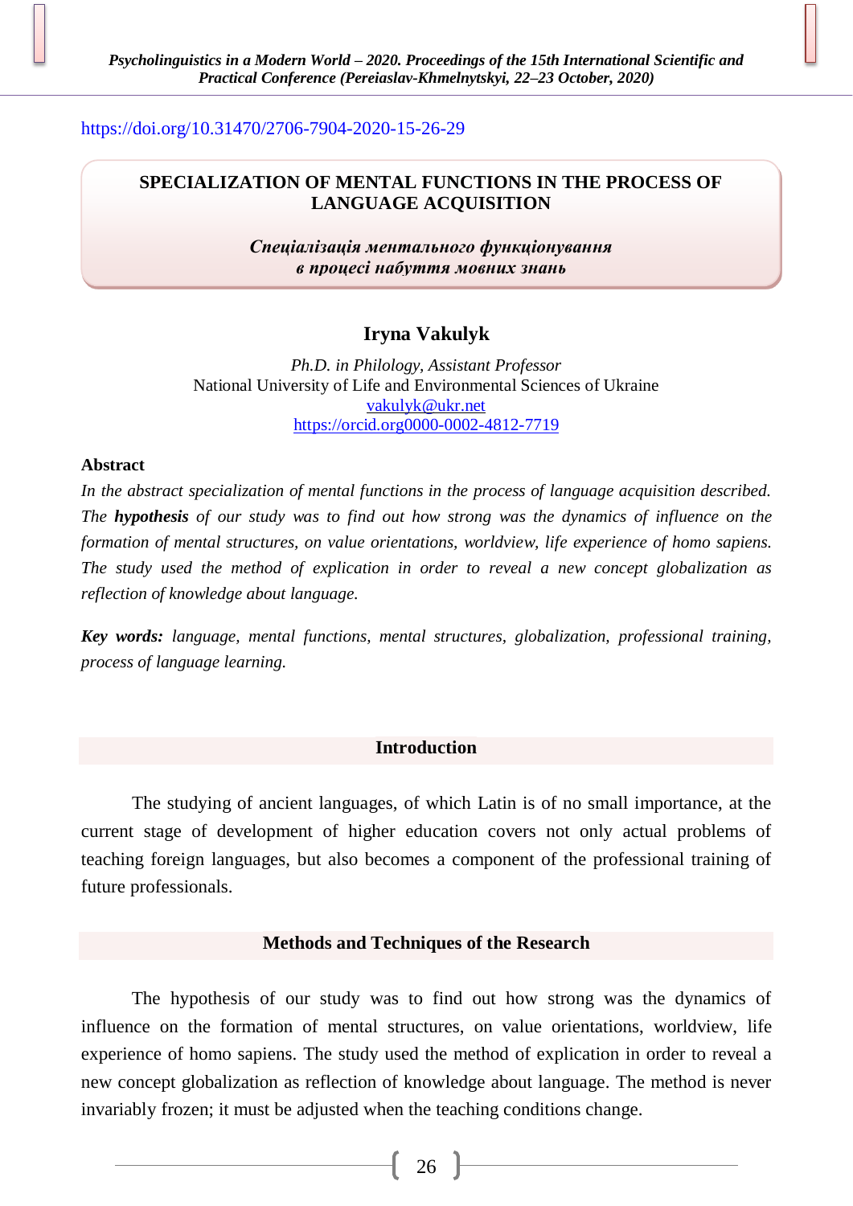https://doi.org/10.31470/2706-7904-2020-15-26-29

# SPECIALIZATION OF MENTAL FUNCTIONS IN THE PROCESS OF LANGUAGE ACQUISITION

***Спеціалізація ментального функціонування в процесі набуття мовних знань***

**Iryna Vakulyk**

*Ph.D. in Philology, Assistant Professor*
National University of Life and Environmental Sciences of Ukraine
vakulyk@ukr.net
https://orcid.org0000-0002-4812-7719

**Abstract**

*In the abstract specialization of mental functions in the process of language acquisition described. The* ***hypothesis*** *of our study was to find out how strong was the dynamics of influence on the formation of mental structures, on value orientations, worldview, life experience of homo sapiens. The study used the method of explication in order to reveal a new concept globalization as reflection of knowledge about language.*

***Key words:*** *language, mental functions, mental structures, globalization, professional training, process of language learning.*

## Introduction

The studying of ancient languages, of which Latin is of no small importance, at the current stage of development of higher education covers not only actual problems of teaching foreign languages, but also becomes a component of the professional training of future professionals.

## Methods and Techniques of the Research

The hypothesis of our study was to find out how strong was the dynamics of influence on the formation of mental structures, on value orientations, worldview, life experience of homo sapiens. The study used the method of explication in order to reveal a new concept globalization as reflection of knowledge about language. The method is never invariably frozen; it must be adjusted when the teaching conditions change.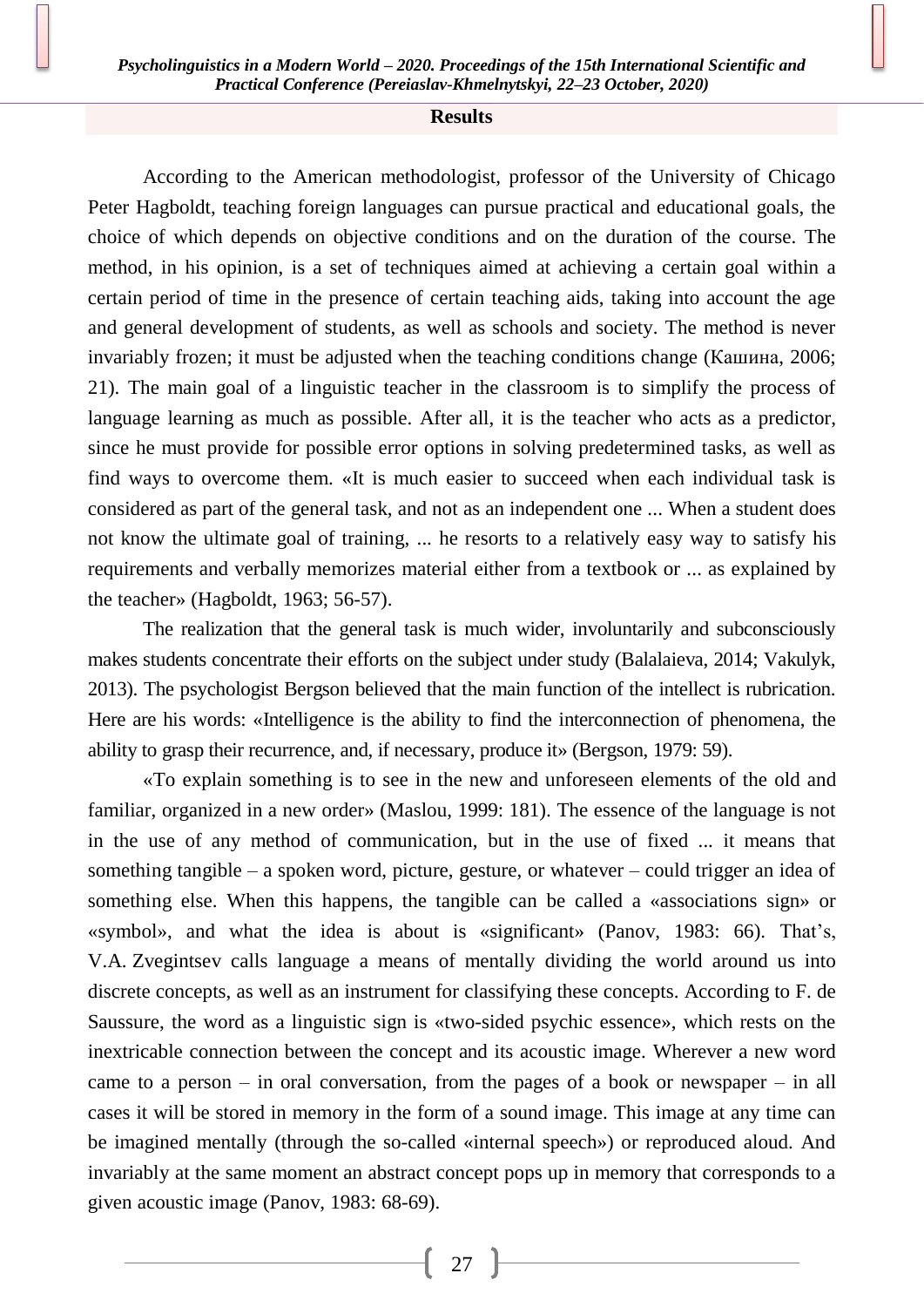## Results

According to the American methodologist, professor of the University of Chicago Peter Hagboldt, teaching foreign languages can pursue practical and educational goals, the choice of which depends on objective conditions and on the duration of the course. The method, in his opinion, is a set of techniques aimed at achieving a certain goal within a certain period of time in the presence of certain teaching aids, taking into account the age and general development of students, as well as schools and society. The method is never invariably frozen; it must be adjusted when the teaching conditions change (Кашина, 2006; 21). The main goal of a linguistic teacher in the classroom is to simplify the process of language learning as much as possible. After all, it is the teacher who acts as a predictor, since he must provide for possible error options in solving predetermined tasks, as well as find ways to overcome them. «It is much easier to succeed when each individual task is considered as part of the general task, and not as an independent one ... When a student does not know the ultimate goal of training, ... he resorts to a relatively easy way to satisfy his requirements and verbally memorizes material either from a textbook or ... as explained by the teacher» (Hagboldt, 1963; 56-57).

The realization that the general task is much wider, involuntarily and subconsciously makes students concentrate their efforts on the subject under study (Balalaieva, 2014; Vakulyk, 2013). The psychologist Bergson believed that the main function of the intellect is rubrication. Here are his words: «Intelligence is the ability to find the interconnection of phenomena, the ability to grasp their recurrence, and, if necessary, produce it» (Bergson, 1979: 59).

«To explain something is to see in the new and unforeseen elements of the old and familiar, organized in a new order» (Maslou, 1999: 181). The essence of the language is not in the use of any method of communication, but in the use of fixed ... it means that something tangible – a spoken word, picture, gesture, or whatever – could trigger an idea of something else. When this happens, the tangible can be called a «associations sign» or «symbol», and what the idea is about is «significant» (Panov, 1983: 66). That's, V.A. Zvegintsev calls language a means of mentally dividing the world around us into discrete concepts, as well as an instrument for classifying these concepts. According to F. de Saussure, the word as a linguistic sign is «two-sided psychic essence», which rests on the inextricable connection between the concept and its acoustic image. Wherever a new word came to a person – in oral conversation, from the pages of a book or newspaper – in all cases it will be stored in memory in the form of a sound image. This image at any time can be imagined mentally (through the so-called «internal speech») or reproduced aloud. And invariably at the same moment an abstract concept pops up in memory that corresponds to a given acoustic image (Panov, 1983: 68-69).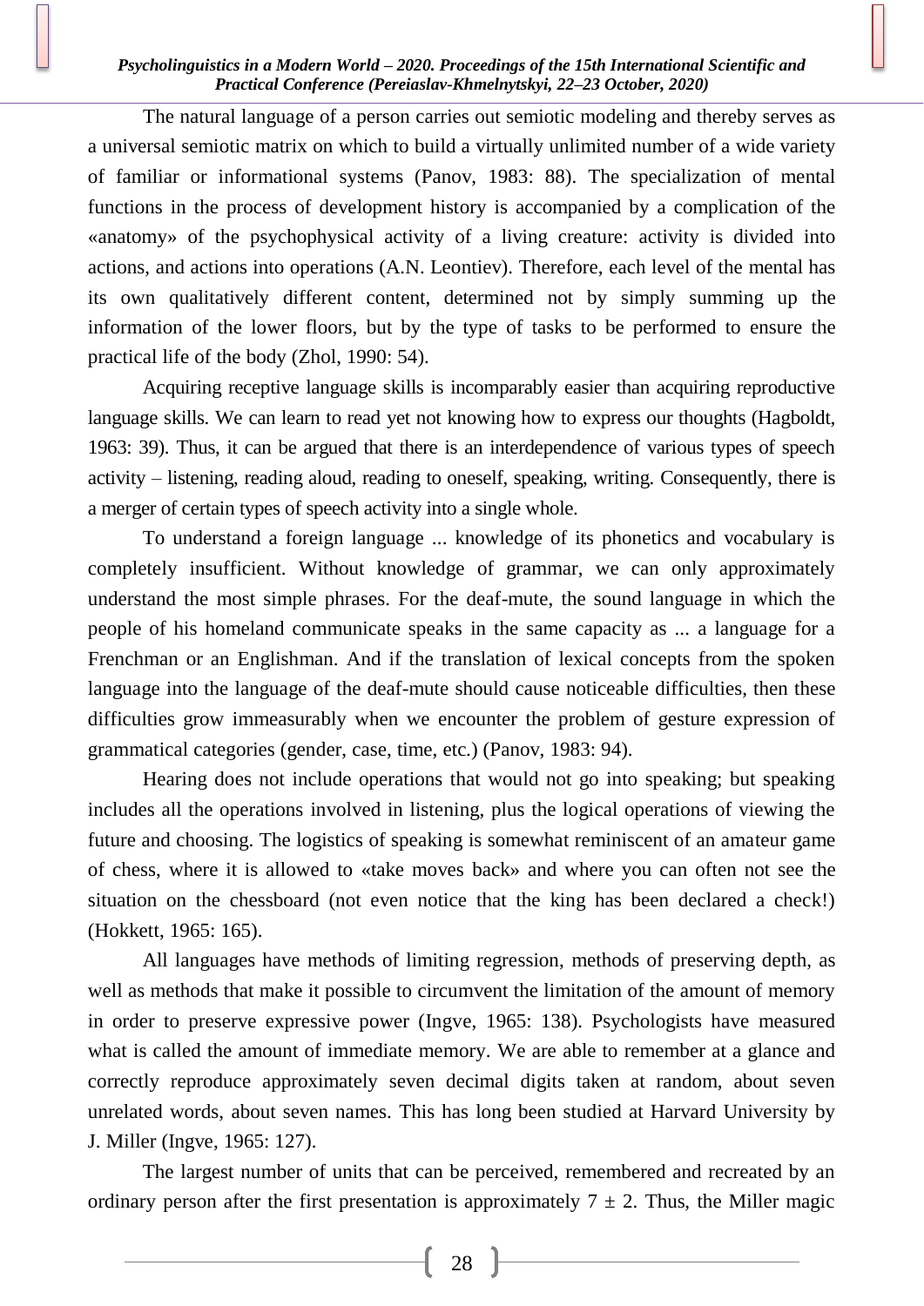The natural language of a person carries out semiotic modeling and thereby serves as a universal semiotic matrix on which to build a virtually unlimited number of a wide variety of familiar or informational systems (Panov, 1983: 88). The specialization of mental functions in the process of development history is accompanied by a complication of the «anatomy» of the psychophysical activity of a living creature: activity is divided into actions, and actions into operations (A.N. Leontiev). Therefore, each level of the mental has its own qualitatively different content, determined not by simply summing up the information of the lower floors, but by the type of tasks to be performed to ensure the practical life of the body (Zhol, 1990: 54).

Acquiring receptive language skills is incomparably easier than acquiring reproductive language skills. We can learn to read yet not knowing how to express our thoughts (Hagboldt, 1963: 39). Thus, it can be argued that there is an interdependence of various types of speech activity – listening, reading aloud, reading to oneself, speaking, writing. Consequently, there is a merger of certain types of speech activity into a single whole.

To understand a foreign language ... knowledge of its phonetics and vocabulary is completely insufficient. Without knowledge of grammar, we can only approximately understand the most simple phrases. For the deaf-mute, the sound language in which the people of his homeland communicate speaks in the same capacity as ... a language for a Frenchman or an Englishman. And if the translation of lexical concepts from the spoken language into the language of the deaf-mute should cause noticeable difficulties, then these difficulties grow immeasurably when we encounter the problem of gesture expression of grammatical categories (gender, case, time, etc.) (Panov, 1983: 94).

Hearing does not include operations that would not go into speaking; but speaking includes all the operations involved in listening, plus the logical operations of viewing the future and choosing. The logistics of speaking is somewhat reminiscent of an amateur game of chess, where it is allowed to «take moves back» and where you can often not see the situation on the chessboard (not even notice that the king has been declared a check!) (Hokkett, 1965: 165).

All languages have methods of limiting regression, methods of preserving depth, as well as methods that make it possible to circumvent the limitation of the amount of memory in order to preserve expressive power (Ingve, 1965: 138). Psychologists have measured what is called the amount of immediate memory. We are able to remember at a glance and correctly reproduce approximately seven decimal digits taken at random, about seven unrelated words, about seven names. This has long been studied at Harvard University by J. Miller (Ingve, 1965: 127).

The largest number of units that can be perceived, remembered and recreated by an ordinary person after the first presentation is approximately $7 \pm 2$. Thus, the Miller magic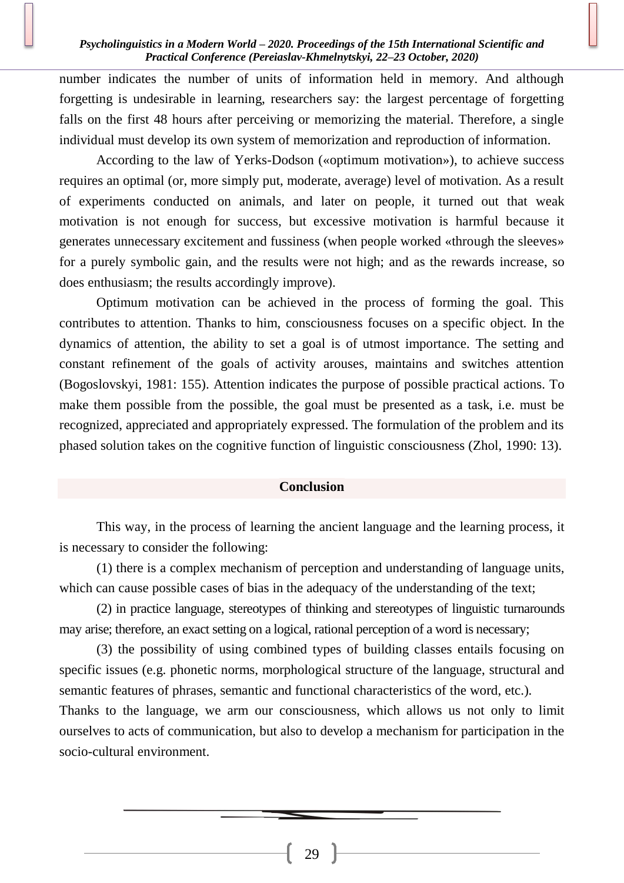number indicates the number of units of information held in memory. And although forgetting is undesirable in learning, researchers say: the largest percentage of forgetting falls on the first 48 hours after perceiving or memorizing the material. Therefore, a single individual must develop its own system of memorization and reproduction of information.

According to the law of Yerks-Dodson («optimum motivation»), to achieve success requires an optimal (or, more simply put, moderate, average) level of motivation. As a result of experiments conducted on animals, and later on people, it turned out that weak motivation is not enough for success, but excessive motivation is harmful because it generates unnecessary excitement and fussiness (when people worked «through the sleeves» for a purely symbolic gain, and the results were not high; and as the rewards increase, so does enthusiasm; the results accordingly improve).

Optimum motivation can be achieved in the process of forming the goal. This contributes to attention. Thanks to him, consciousness focuses on a specific object. In the dynamics of attention, the ability to set a goal is of utmost importance. The setting and constant refinement of the goals of activity arouses, maintains and switches attention (Bogoslovskyi, 1981: 155). Attention indicates the purpose of possible practical actions. To make them possible from the possible, the goal must be presented as a task, i.e. must be recognized, appreciated and appropriately expressed. The formulation of the problem and its phased solution takes on the cognitive function of linguistic consciousness (Zhol, 1990: 13).

## Conclusion

This way, in the process of learning the ancient language and the learning process, it is necessary to consider the following:

(1) there is a complex mechanism of perception and understanding of language units, which can cause possible cases of bias in the adequacy of the understanding of the text;

(2) in practice language, stereotypes of thinking and stereotypes of linguistic turnarounds may arise; therefore, an exact setting on a logical, rational perception of a word is necessary;

(3) the possibility of using combined types of building classes entails focusing on specific issues (e.g. phonetic norms, morphological structure of the language, structural and semantic features of phrases, semantic and functional characteristics of the word, etc.).

Thanks to the language, we arm our consciousness, which allows us not only to limit ourselves to acts of communication, but also to develop a mechanism for participation in the socio-cultural environment.